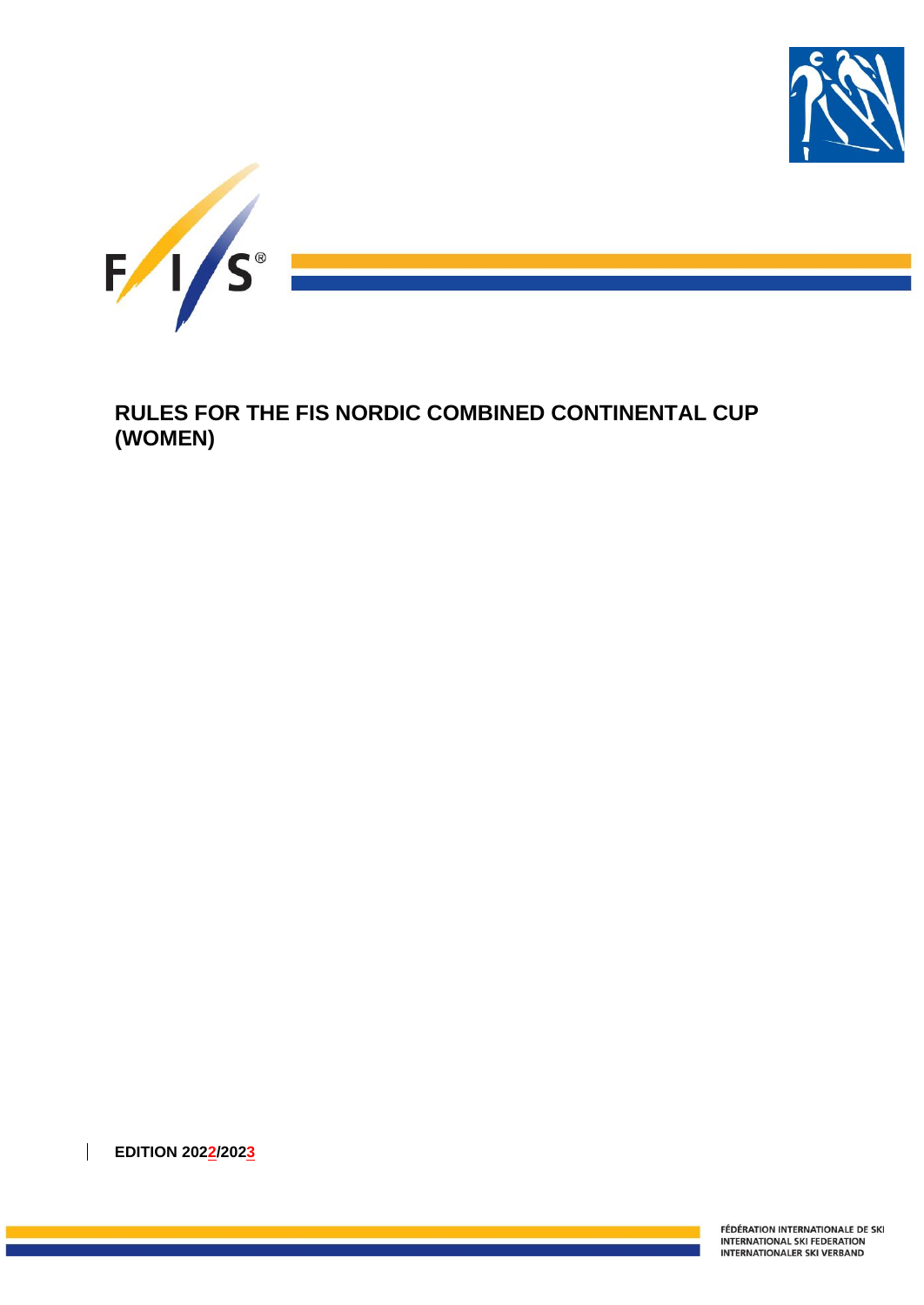# RULES FOR THE FIS NORDIC COMBINED CONTINENTAL CUP (WOMEN)

**EDITION 2022/2023**

FÉDÉRATION INTERNATIONALE DE SKI
INTERNATIONAL SKI FEDERATION
INTERNATIONALER SKI VERBAND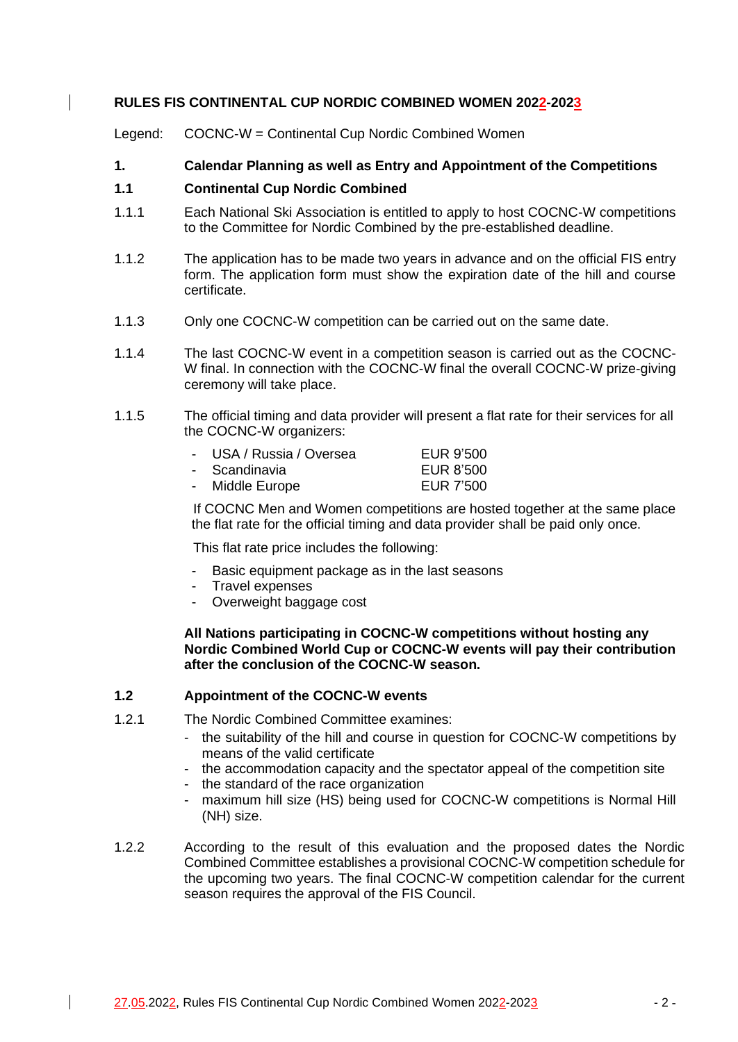# RULES FIS CONTINENTAL CUP NORDIC COMBINED WOMEN 2022-2023

Legend: COCNC-W = Continental Cup Nordic Combined Women

## 1. Calendar Planning as well as Entry and Appointment of the Competitions

### 1.1 Continental Cup Nordic Combined

1.1.1 Each National Ski Association is entitled to apply to host COCNC-W competitions to the Committee for Nordic Combined by the pre-established deadline.

1.1.2 The application has to be made two years in advance and on the official FIS entry form. The application form must show the expiration date of the hill and course certificate.

1.1.3 Only one COCNC-W competition can be carried out on the same date.

1.1.4 The last COCNC-W event in a competition season is carried out as the COCNC-W final. In connection with the COCNC-W final the overall COCNC-W prize-giving ceremony will take place.

1.1.5 The official timing and data provider will present a flat rate for their services for all the COCNC-W organizers:

- USA / Russia / Oversea — EUR 9'500
- Scandinavia — EUR 8'500
- Middle Europe — EUR 7'500

If COCNC Men and Women competitions are hosted together at the same place the flat rate for the official timing and data provider shall be paid only once.

This flat rate price includes the following:

- Basic equipment package as in the last seasons
- Travel expenses
- Overweight baggage cost

**All Nations participating in COCNC-W competitions without hosting any Nordic Combined World Cup or COCNC-W events will pay their contribution after the conclusion of the COCNC-W season.**

### 1.2 Appointment of the COCNC-W events

1.2.1 The Nordic Combined Committee examines:

- the suitability of the hill and course in question for COCNC-W competitions by means of the valid certificate
- the accommodation capacity and the spectator appeal of the competition site
- the standard of the race organization
- maximum hill size (HS) being used for COCNC-W competitions is Normal Hill (NH) size.

1.2.2 According to the result of this evaluation and the proposed dates the Nordic Combined Committee establishes a provisional COCNC-W competition schedule for the upcoming two years. The final COCNC-W competition calendar for the current season requires the approval of the FIS Council.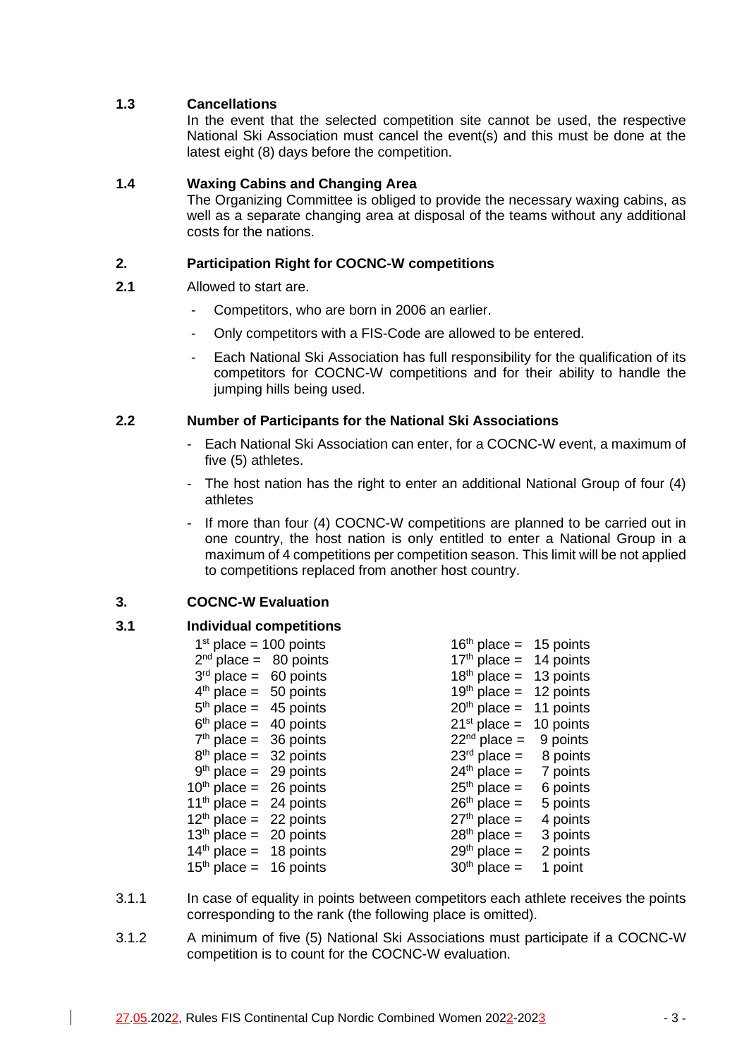### 1.3 Cancellations

In the event that the selected competition site cannot be used, the respective National Ski Association must cancel the event(s) and this must be done at the latest eight (8) days before the competition.

### 1.4 Waxing Cabins and Changing Area

The Organizing Committee is obliged to provide the necessary waxing cabins, as well as a separate changing area at disposal of the teams without any additional costs for the nations.

## 2. Participation Right for COCNC-W competitions

### 2.1 Allowed to start are.

- Competitors, who are born in 2006 an earlier.
- Only competitors with a FIS-Code are allowed to be entered.
- Each National Ski Association has full responsibility for the qualification of its competitors for COCNC-W competitions and for their ability to handle the jumping hills being used.

### 2.2 Number of Participants for the National Ski Associations

- Each National Ski Association can enter, for a COCNC-W event, a maximum of five (5) athletes.
- The host nation has the right to enter an additional National Group of four (4) athletes
- If more than four (4) COCNC-W competitions are planned to be carried out in one country, the host nation is only entitled to enter a National Group in a maximum of 4 competitions per competition season. This limit will be not applied to competitions replaced from another host country.

## 3. COCNC-W Evaluation

### 3.1 Individual competitions

| Place | Points | Place | Points |
|---|---|---|---|
| 1st place = | 100 points | 16th place = | 15 points |
| 2nd place = | 80 points | 17th place = | 14 points |
| 3rd place = | 60 points | 18th place = | 13 points |
| 4th place = | 50 points | 19th place = | 12 points |
| 5th place = | 45 points | 20th place = | 11 points |
| 6th place = | 40 points | 21st place = | 10 points |
| 7th place = | 36 points | 22nd place = | 9 points |
| 8th place = | 32 points | 23rd place = | 8 points |
| 9th place = | 29 points | 24th place = | 7 points |
| 10th place = | 26 points | 25th place = | 6 points |
| 11th place = | 24 points | 26th place = | 5 points |
| 12th place = | 22 points | 27th place = | 4 points |
| 13th place = | 20 points | 28th place = | 3 points |
| 14th place = | 18 points | 29th place = | 2 points |
| 15th place = | 16 points | 30th place = | 1 point |

3.1.1 In case of equality in points between competitors each athlete receives the points corresponding to the rank (the following place is omitted).

3.1.2 A minimum of five (5) National Ski Associations must participate if a COCNC-W competition is to count for the COCNC-W evaluation.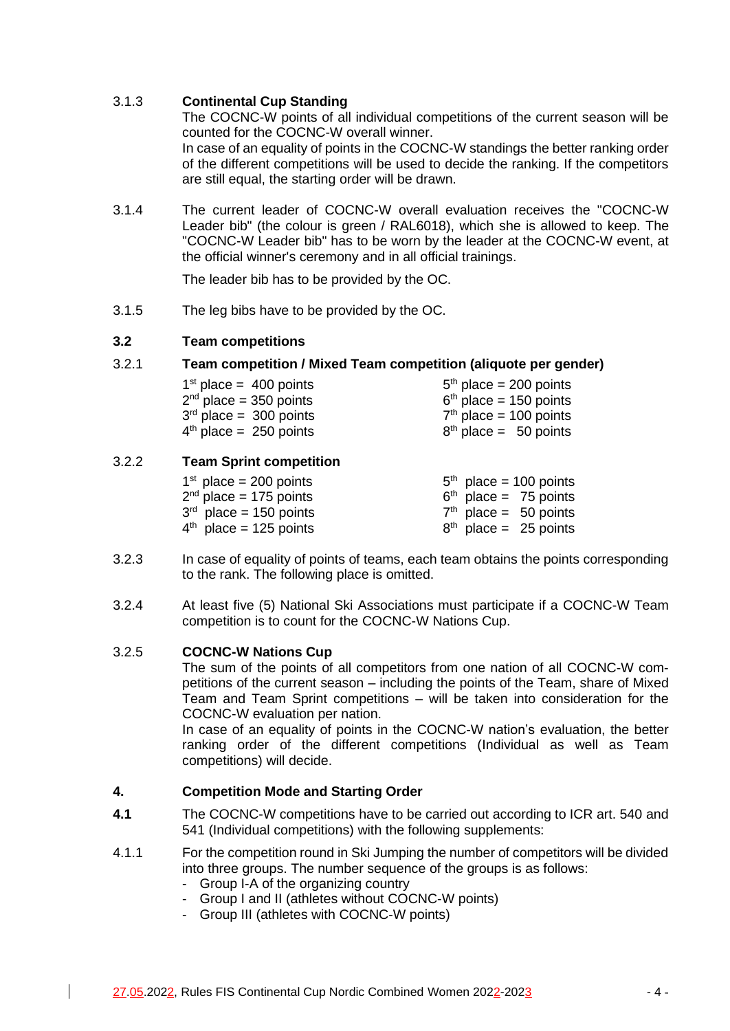3.1.3 **Continental Cup Standing**

The COCNC-W points of all individual competitions of the current season will be counted for the COCNC-W overall winner.

In case of an equality of points in the COCNC-W standings the better ranking order of the different competitions will be used to decide the ranking. If the competitors are still equal, the starting order will be drawn.

3.1.4 The current leader of COCNC-W overall evaluation receives the "COCNC-W Leader bib" (the colour is green / RAL6018), which she is allowed to keep. The "COCNC-W Leader bib" has to be worn by the leader at the COCNC-W event, at the official winner's ceremony and in all official trainings.

The leader bib has to be provided by the OC.

3.1.5 The leg bibs have to be provided by the OC.

### 3.2 Team competitions

3.2.1 **Team competition / Mixed Team competition (aliquote per gender)**

| | |
|---|---|
| 1st place = 400 points | 5th place = 200 points |
| 2nd place = 350 points | 6th place = 150 points |
| 3rd place = 300 points | 7th place = 100 points |
| 4th place = 250 points | 8th place = 50 points |

3.2.2 **Team Sprint competition**

| | |
|---|---|
| 1st place = 200 points | 5th place = 100 points |
| 2nd place = 175 points | 6th place = 75 points |
| 3rd place = 150 points | 7th place = 50 points |
| 4th place = 125 points | 8th place = 25 points |

3.2.3 In case of equality of points of teams, each team obtains the points corresponding to the rank. The following place is omitted.

3.2.4 At least five (5) National Ski Associations must participate if a COCNC-W Team competition is to count for the COCNC-W Nations Cup.

3.2.5 **COCNC-W Nations Cup**

The sum of the points of all competitors from one nation of all COCNC-W competitions of the current season – including the points of the Team, share of Mixed Team and Team Sprint competitions – will be taken into consideration for the COCNC-W evaluation per nation.

In case of an equality of points in the COCNC-W nation's evaluation, the better ranking order of the different competitions (Individual as well as Team competitions) will decide.

## 4. Competition Mode and Starting Order

**4.1** The COCNC-W competitions have to be carried out according to ICR art. 540 and 541 (Individual competitions) with the following supplements:

4.1.1 For the competition round in Ski Jumping the number of competitors will be divided into three groups. The number sequence of the groups is as follows:

- Group I-A of the organizing country
- Group I and II (athletes without COCNC-W points)
- Group III (athletes with COCNC-W points)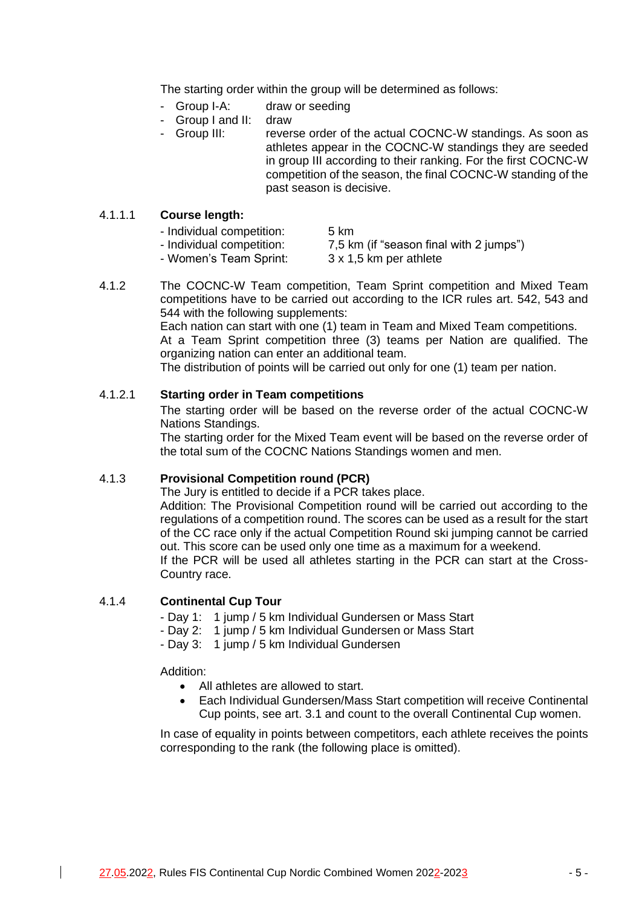The starting order within the group will be determined as follows:

- Group I-A: draw or seeding
- Group I and II: draw
- Group III: reverse order of the actual COCNC-W standings. As soon as athletes appear in the COCNC-W standings they are seeded in group III according to their ranking. For the first COCNC-W competition of the season, the final COCNC-W standing of the past season is decisive.

#### 4.1.1.1 Course length:

- Individual competition: 5 km
- Individual competition: 7,5 km (if "season final with 2 jumps")
- Women's Team Sprint: 3 x 1,5 km per athlete

4.1.2 The COCNC-W Team competition, Team Sprint competition and Mixed Team competitions have to be carried out according to the ICR rules art. 542, 543 and 544 with the following supplements:
Each nation can start with one (1) team in Team and Mixed Team competitions.
At a Team Sprint competition three (3) teams per Nation are qualified. The organizing nation can enter an additional team.
The distribution of points will be carried out only for one (1) team per nation.

#### 4.1.2.1 Starting order in Team competitions

The starting order will be based on the reverse order of the actual COCNC-W Nations Standings.
The starting order for the Mixed Team event will be based on the reverse order of the total sum of the COCNC Nations Standings women and men.

#### 4.1.3 Provisional Competition round (PCR)

The Jury is entitled to decide if a PCR takes place.
Addition: The Provisional Competition round will be carried out according to the regulations of a competition round. The scores can be used as a result for the start of the CC race only if the actual Competition Round ski jumping cannot be carried out. This score can be used only one time as a maximum for a weekend.
If the PCR will be used all athletes starting in the PCR can start at the Cross-Country race.

#### 4.1.4 Continental Cup Tour

- Day 1: 1 jump / 5 km Individual Gundersen or Mass Start
- Day 2: 1 jump / 5 km Individual Gundersen or Mass Start
- Day 3: 1 jump / 5 km Individual Gundersen

Addition:

- All athletes are allowed to start.
- Each Individual Gundersen/Mass Start competition will receive Continental Cup points, see art. 3.1 and count to the overall Continental Cup women.

In case of equality in points between competitors, each athlete receives the points corresponding to the rank (the following place is omitted).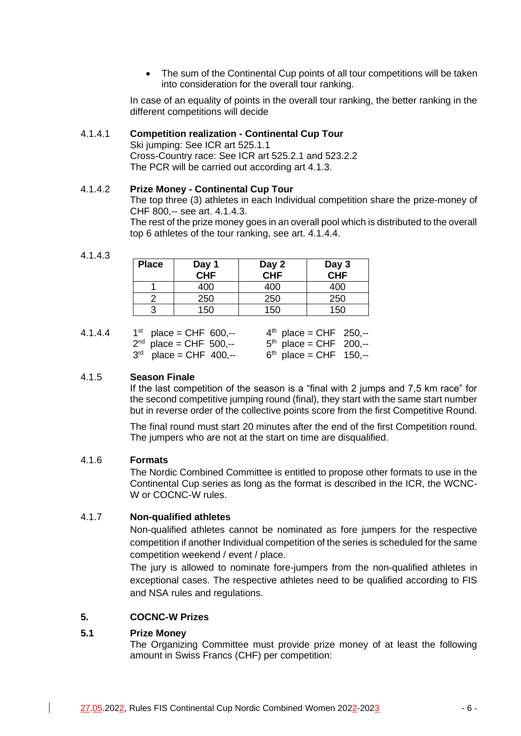- The sum of the Continental Cup points of all tour competitions will be taken into consideration for the overall tour ranking.

In case of an equality of points in the overall tour ranking, the better ranking in the different competitions will decide

4.1.4.1 **Competition realization - Continental Cup Tour**
Ski jumping: See ICR art 525.1.1
Cross-Country race: See ICR art 525.2.1 and 523.2.2
The PCR will be carried out according art 4.1.3.

4.1.4.2 **Prize Money - Continental Cup Tour**
The top three (3) athletes in each Individual competition share the prize-money of CHF 800,-- see art. 4.1.4.3.
The rest of the prize money goes in an overall pool which is distributed to the overall top 6 athletes of the tour ranking, see art. 4.1.4.4.

4.1.4.3

| Place | Day 1 CHF | Day 2 CHF | Day 3 CHF |
|---|---|---|---|
| 1 | 400 | 400 | 400 |
| 2 | 250 | 250 | 250 |
| 3 | 150 | 150 | 150 |

4.1.4.4

1st place = CHF 600,--
2nd place = CHF 500,--
3rd place = CHF 400,--
4th place = CHF 250,--
5th place = CHF 200,--
6th place = CHF 150,--

### 4.1.5 Season Finale

If the last competition of the season is a "final with 2 jumps and 7,5 km race" for the second competitive jumping round (final), they start with the same start number but in reverse order of the collective points score from the first Competitive Round.

The final round must start 20 minutes after the end of the first Competition round. The jumpers who are not at the start on time are disqualified.

### 4.1.6 Formats

The Nordic Combined Committee is entitled to propose other formats to use in the Continental Cup series as long as the format is described in the ICR, the WCNC-W or COCNC-W rules.

### 4.1.7 Non-qualified athletes

Non-qualified athletes cannot be nominated as fore jumpers for the respective competition if another Individual competition of the series is scheduled for the same competition weekend / event / place.

The jury is allowed to nominate fore-jumpers from the non-qualified athletes in exceptional cases. The respective athletes need to be qualified according to FIS and NSA rules and regulations.

## 5. COCNC-W Prizes

### 5.1 Prize Money

The Organizing Committee must provide prize money of at least the following amount in Swiss Francs (CHF) per competition: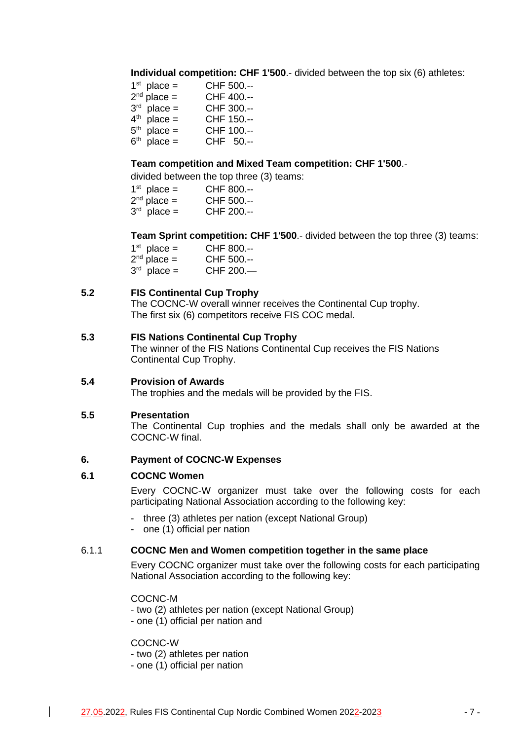**Individual competition: CHF 1'500**.- divided between the top six (6) athletes:

| | |
|---|---|
| 1st place = | CHF 500.-- |
| 2nd place = | CHF 400.-- |
| 3rd place = | CHF 300.-- |
| 4th place = | CHF 150.-- |
| 5th place = | CHF 100.-- |
| 6th place = | CHF 50.-- |

**Team competition and Mixed Team competition: CHF 1'500**.-
divided between the top three (3) teams:

| | |
|---|---|
| 1st place = | CHF 800.-- |
| 2nd place = | CHF 500.-- |
| 3rd place = | CHF 200.-- |

**Team Sprint competition: CHF 1'500**.- divided between the top three (3) teams:

| | |
|---|---|
| 1st place = | CHF 800.-- |
| 2nd place = | CHF 500.-- |
| 3rd place = | CHF 200.— |

### 5.2 FIS Continental Cup Trophy

The COCNC-W overall winner receives the Continental Cup trophy.
The first six (6) competitors receive FIS COC medal.

### 5.3 FIS Nations Continental Cup Trophy

The winner of the FIS Nations Continental Cup receives the FIS Nations Continental Cup Trophy.

### 5.4 Provision of Awards

The trophies and the medals will be provided by the FIS.

### 5.5 Presentation

The Continental Cup trophies and the medals shall only be awarded at the COCNC-W final.

## 6. Payment of COCNC-W Expenses

### 6.1 COCNC Women

Every COCNC-W organizer must take over the following costs for each participating National Association according to the following key:

- three (3) athletes per nation (except National Group)
- one (1) official per nation

#### 6.1.1 COCNC Men and Women competition together in the same place

Every COCNC organizer must take over the following costs for each participating National Association according to the following key:

COCNC-M
- two (2) athletes per nation (except National Group)
- one (1) official per nation and

COCNC-W
- two (2) athletes per nation
- one (1) official per nation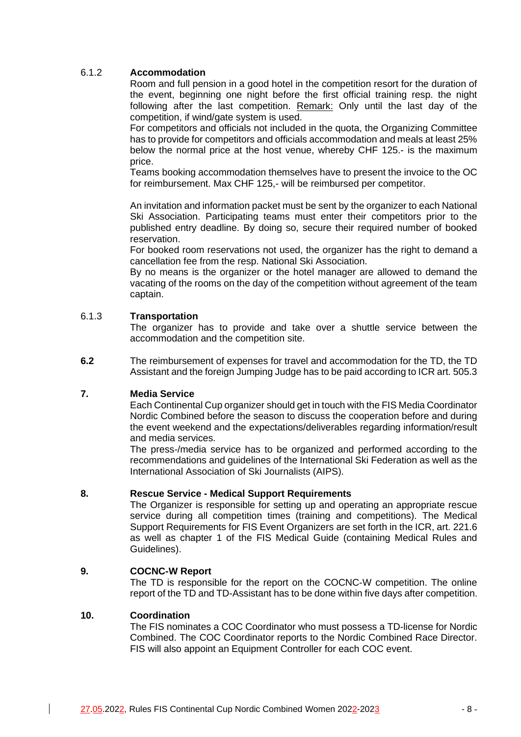### 6.1.2 Accommodation

Room and full pension in a good hotel in the competition resort for the duration of the event, beginning one night before the first official training resp. the night following after the last competition. Remark: Only until the last day of the competition, if wind/gate system is used.

For competitors and officials not included in the quota, the Organizing Committee has to provide for competitors and officials accommodation and meals at least 25% below the normal price at the host venue, whereby CHF 125.- is the maximum price.

Teams booking accommodation themselves have to present the invoice to the OC for reimbursement. Max CHF 125,- will be reimbursed per competitor.

An invitation and information packet must be sent by the organizer to each National Ski Association. Participating teams must enter their competitors prior to the published entry deadline. By doing so, secure their required number of booked reservation.

For booked room reservations not used, the organizer has the right to demand a cancellation fee from the resp. National Ski Association.

By no means is the organizer or the hotel manager are allowed to demand the vacating of the rooms on the day of the competition without agreement of the team captain.

### 6.1.3 Transportation

The organizer has to provide and take over a shuttle service between the accommodation and the competition site.

**6.2** The reimbursement of expenses for travel and accommodation for the TD, the TD Assistant and the foreign Jumping Judge has to be paid according to ICR art. 505.3

## 7. Media Service

Each Continental Cup organizer should get in touch with the FIS Media Coordinator Nordic Combined before the season to discuss the cooperation before and during the event weekend and the expectations/deliverables regarding information/result and media services.

The press-/media service has to be organized and performed according to the recommendations and guidelines of the International Ski Federation as well as the International Association of Ski Journalists (AIPS).

## 8. Rescue Service - Medical Support Requirements

The Organizer is responsible for setting up and operating an appropriate rescue service during all competition times (training and competitions). The Medical Support Requirements for FIS Event Organizers are set forth in the ICR, art. 221.6 as well as chapter 1 of the FIS Medical Guide (containing Medical Rules and Guidelines).

## 9. COCNC-W Report

The TD is responsible for the report on the COCNC-W competition. The online report of the TD and TD-Assistant has to be done within five days after competition.

## 10. Coordination

The FIS nominates a COC Coordinator who must possess a TD-license for Nordic Combined. The COC Coordinator reports to the Nordic Combined Race Director. FIS will also appoint an Equipment Controller for each COC event.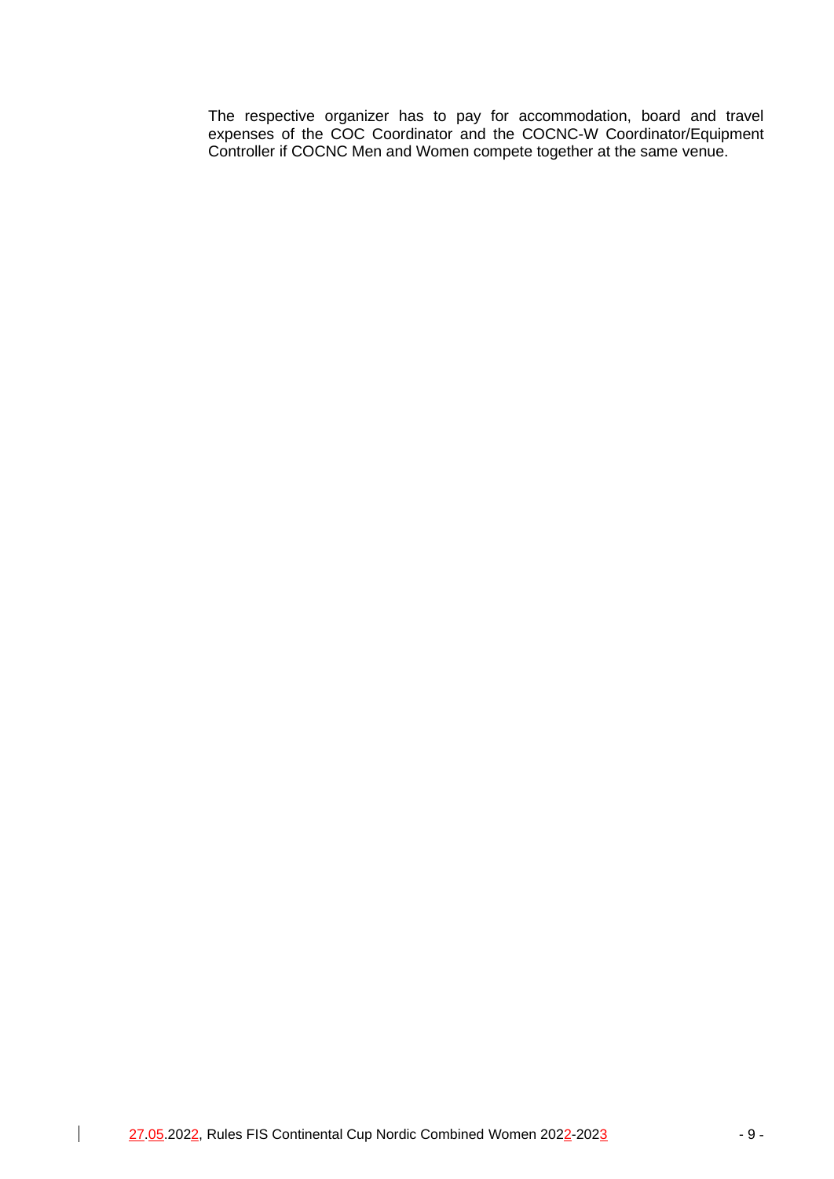The respective organizer has to pay for accommodation, board and travel expenses of the COC Coordinator and the COCNC-W Coordinator/Equipment Controller if COCNC Men and Women compete together at the same venue.